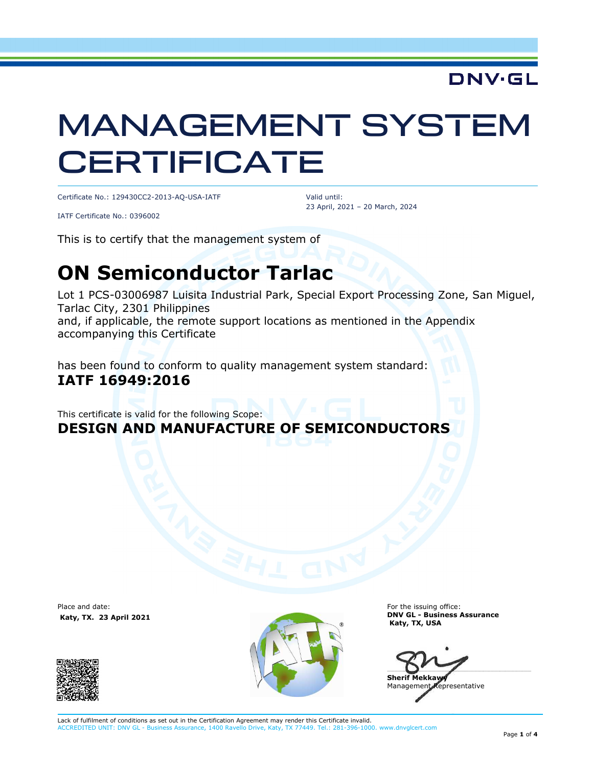DNV·GL

# MANAGEMENT SYSTEM CERTIFICATE

Certificate No.: 129430CC2-2013-AQ-USA-IATF

IATF Certificate No.: 0396002

Valid until:
23 April, 2021 – 20 March, 2024

This is to certify that the management system of

## ON Semiconductor Tarlac

Lot 1 PCS-03006987 Luisita Industrial Park, Special Export Processing Zone, San Miguel, Tarlac City, 2301 Philippines
and, if applicable, the remote support locations as mentioned in the Appendix accompanying this Certificate

has been found to conform to quality management system standard:
**IATF 16949:2016**

This certificate is valid for the following Scope:
**DESIGN AND MANUFACTURE OF SEMICONDUCTORS**

Place and date:
**Katy, TX. 23 April 2021**

For the issuing office:
**DNV GL - Business Assurance**
**Katy, TX, USA**

**Sherif Mekkawy**
Management Representative

Lack of fulfilment of conditions as set out in the Certification Agreement may render this Certificate invalid.
ACCREDITED UNIT: DNV GL - Business Assurance, 1400 Ravello Drive, Katy, TX 77449. Tel.: 281-396-1000. www.dnvglcert.com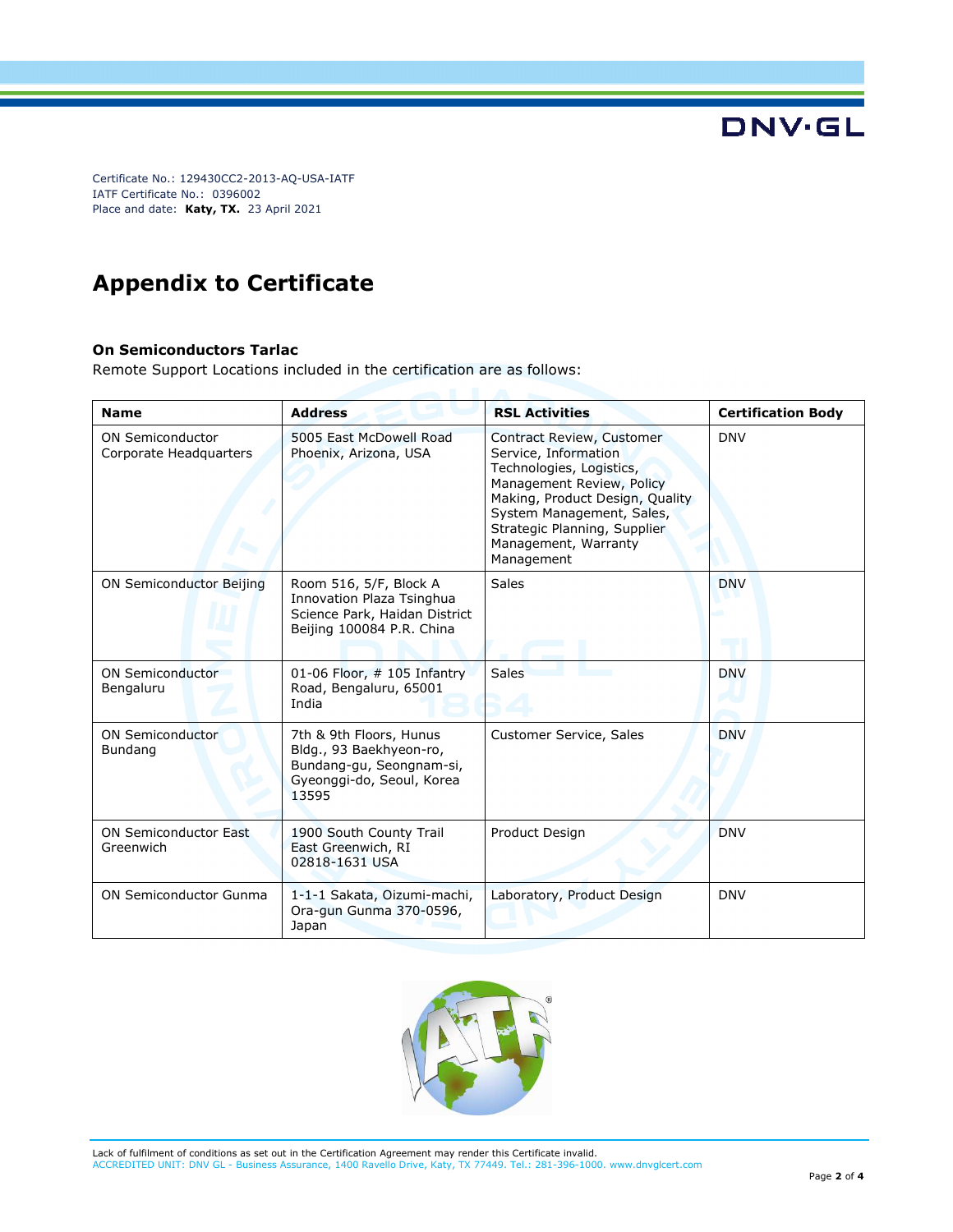Certificate No.: 129430CC2-2013-AQ-USA-IATF
IATF Certificate No.: 0396002
Place and date: **Katy, TX.** 23 April 2021

# Appendix to Certificate

**On Semiconductors Tarlac**

Remote Support Locations included in the certification are as follows:

| Name | Address | RSL Activities | Certification Body |
|---|---|---|---|
| ON Semiconductor Corporate Headquarters | 5005 East McDowell Road Phoenix, Arizona, USA | Contract Review, Customer Service, Information Technologies, Logistics, Management Review, Policy Making, Product Design, Quality System Management, Sales, Strategic Planning, Supplier Management, Warranty Management | DNV |
| ON Semiconductor Beijing | Room 516, 5/F, Block A Innovation Plaza Tsinghua Science Park, Haidan District Beijing 100084 P.R. China | Sales | DNV |
| ON Semiconductor Bengaluru | 01-06 Floor, # 105 Infantry Road, Bengaluru, 65001 India | Sales | DNV |
| ON Semiconductor Bundang | 7th & 9th Floors, Hunus Bldg., 93 Baekhyeon-ro, Bundang-gu, Seongnam-si, Gyeonggi-do, Seoul, Korea 13595 | Customer Service, Sales | DNV |
| ON Semiconductor East Greenwich | 1900 South County Trail East Greenwich, RI 02818-1631 USA | Product Design | DNV |
| ON Semiconductor Gunma | 1-1-1 Sakata, Oizumi-machi, Ora-gun Gunma 370-0596, Japan | Laboratory, Product Design | DNV |

Lack of fulfilment of conditions as set out in the Certification Agreement may render this Certificate invalid.
ACCREDITED UNIT: DNV GL - Business Assurance, 1400 Ravello Drive, Katy, TX 77449. Tel.: 281-396-1000. www.dnvglcert.com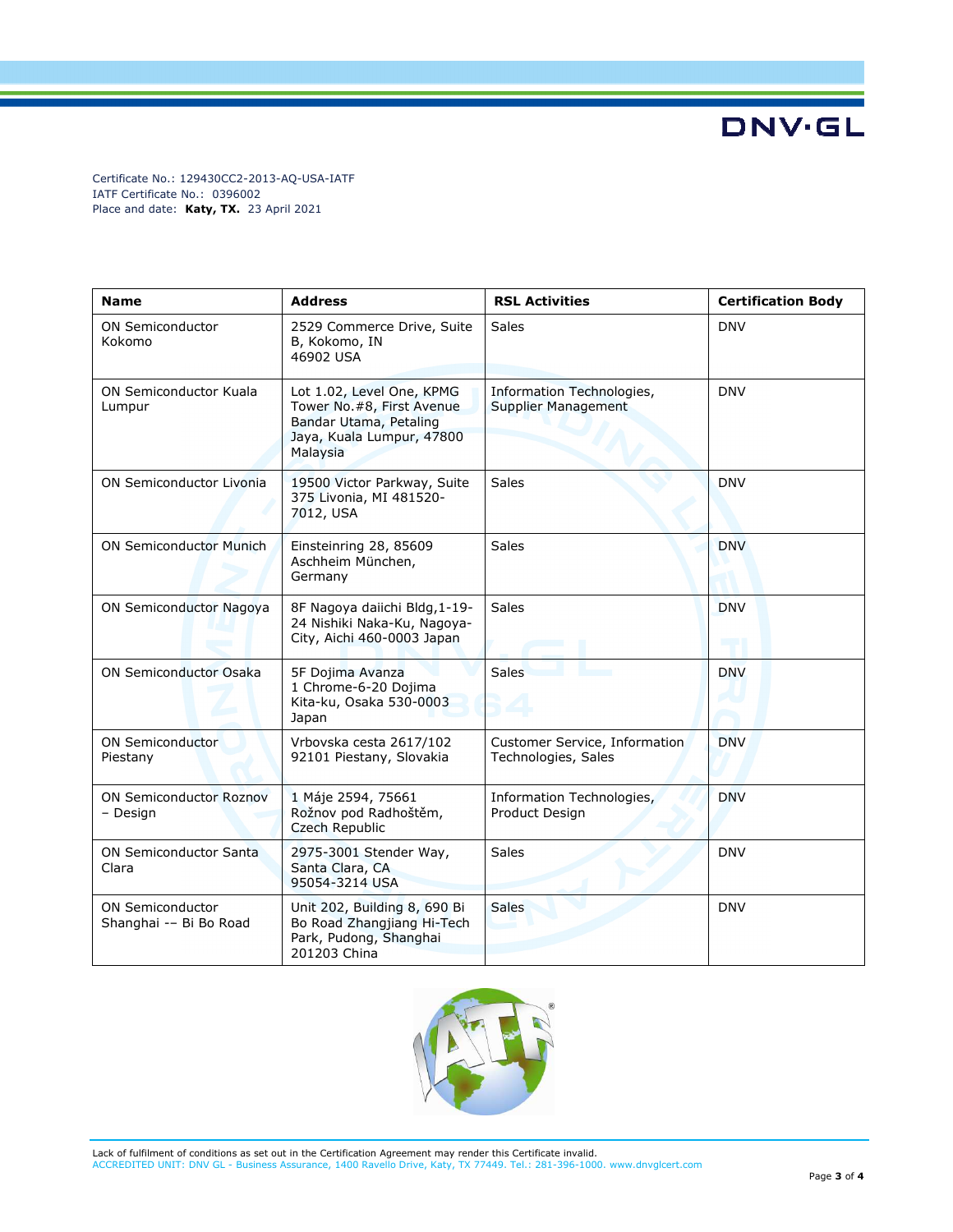Certificate No.: 129430CC2-2013-AQ-USA-IATF
IATF Certificate No.: 0396002
Place and date: **Katy, TX.** 23 April 2021

| Name | Address | RSL Activities | Certification Body |
|---|---|---|---|
| ON Semiconductor Kokomo | 2529 Commerce Drive, Suite B, Kokomo, IN 46902 USA | Sales | DNV |
| ON Semiconductor Kuala Lumpur | Lot 1.02, Level One, KPMG Tower No.#8, First Avenue Bandar Utama, Petaling Jaya, Kuala Lumpur, 47800 Malaysia | Information Technologies, Supplier Management | DNV |
| ON Semiconductor Livonia | 19500 Victor Parkway, Suite 375 Livonia, MI 481520-7012, USA | Sales | DNV |
| ON Semiconductor Munich | Einsteinring 28, 85609 Aschheim München, Germany | Sales | DNV |
| ON Semiconductor Nagoya | 8F Nagoya daiichi Bldg,1-19-24 Nishiki Naka-Ku, Nagoya-City, Aichi 460-0003 Japan | Sales | DNV |
| ON Semiconductor Osaka | 5F Dojima Avanza 1 Chrome-6-20 Dojima Kita-ku, Osaka 530-0003 Japan | Sales | DNV |
| ON Semiconductor Piestany | Vrbovska cesta 2617/102 92101 Piestany, Slovakia | Customer Service, Information Technologies, Sales | DNV |
| ON Semiconductor Roznov – Design | 1 Máje 2594, 75661 Rožnov pod Radhoštěm, Czech Republic | Information Technologies, Product Design | DNV |
| ON Semiconductor Santa Clara | 2975-3001 Stender Way, Santa Clara, CA 95054-3214 USA | Sales | DNV |
| ON Semiconductor Shanghai -– Bi Bo Road | Unit 202, Building 8, 690 Bi Bo Road Zhangjiang Hi-Tech Park, Pudong, Shanghai 201203 China | Sales | DNV |

Lack of fulfilment of conditions as set out in the Certification Agreement may render this Certificate invalid.
ACCREDITED UNIT: DNV GL - Business Assurance, 1400 Ravello Drive, Katy, TX 77449. Tel.: 281-396-1000. www.dnvglcert.com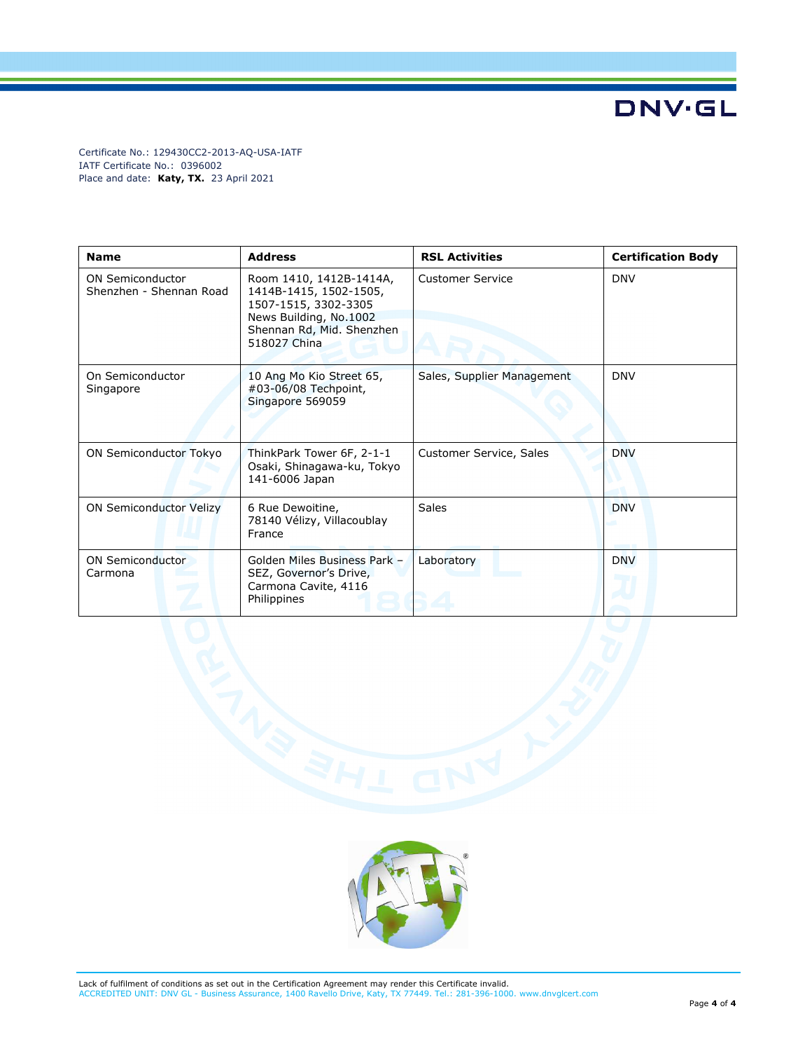Certificate No.: 129430CC2-2013-AQ-USA-IATF
IATF Certificate No.: 0396002
Place and date: **Katy, TX.** 23 April 2021

| **Name** | **Address** | **RSL Activities** | **Certification Body** |
|---|---|---|---|
| ON Semiconductor Shenzhen - Shennan Road | Room 1410, 1412B-1414A, 1414B-1415, 1502-1505, 1507-1515, 3302-3305 News Building, No.1002 Shennan Rd, Mid. Shenzhen 518027 China | Customer Service | DNV |
| On Semiconductor Singapore | 10 Ang Mo Kio Street 65, #03-06/08 Techpoint, Singapore 569059 | Sales, Supplier Management | DNV |
| ON Semiconductor Tokyo | ThinkPark Tower 6F, 2-1-1 Osaki, Shinagawa-ku, Tokyo 141-6006 Japan | Customer Service, Sales | DNV |
| ON Semiconductor Velizy | 6 Rue Dewoitine, 78140 Vélizy, Villacoublay France | Sales | DNV |
| ON Semiconductor Carmona | Golden Miles Business Park – SEZ, Governor's Drive, Carmona Cavite, 4116 Philippines | Laboratory | DNV |

Lack of fulfilment of conditions as set out in the Certification Agreement may render this Certificate invalid.
ACCREDITED UNIT: DNV GL - Business Assurance, 1400 Ravello Drive, Katy, TX 77449. Tel.: 281-396-1000. www.dnvglcert.com